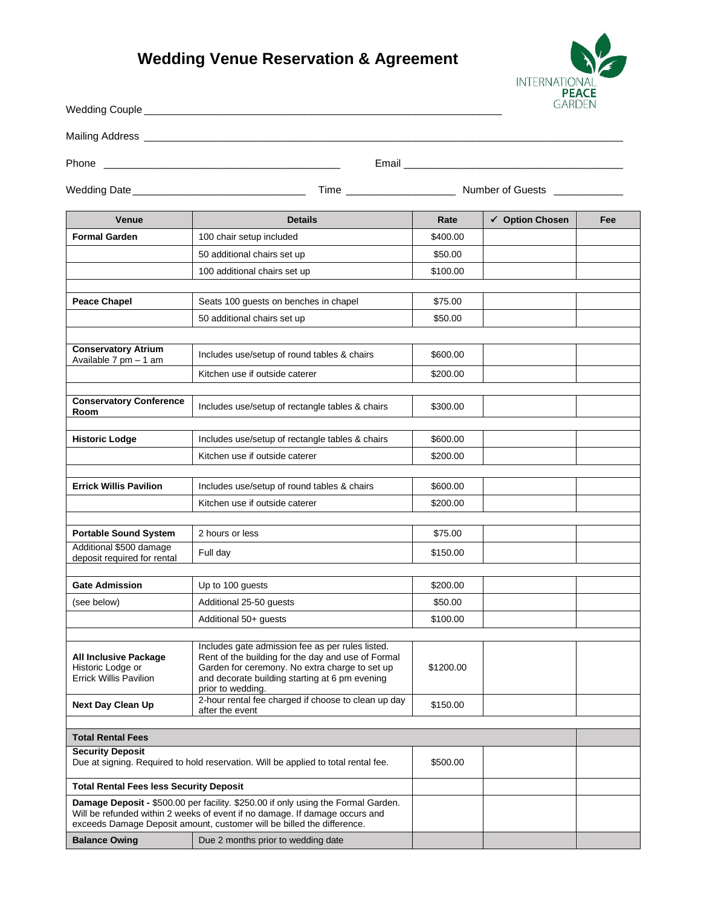# Wedding Venue Reservation & Agreement

INTERNATIONAL PEACE GARDEN

Wedding Couple ___________________________________________________________

Mailing Address ___________________________________________________________

Phone ________________________________________ Email ______________________________________

Wedding Date ______________________________ Time ___________________ Number of Guests ____________

| Venue | Details | Rate | ✓ Option Chosen | Fee |
|---|---|---|---|---|
| **Formal Garden** | 100 chair setup included | $400.00 | | |
| | 50 additional chairs set up | $50.00 | | |
| | 100 additional chairs set up | $100.00 | | |
| | | | | |
| **Peace Chapel** | Seats 100 guests on benches in chapel | $75.00 | | |
| | 50 additional chairs set up | $50.00 | | |
| | | | | |
| **Conservatory Atrium** Available 7 pm – 1 am | Includes use/setup of round tables & chairs | $600.00 | | |
| | Kitchen use if outside caterer | $200.00 | | |
| | | | | |
| **Conservatory Conference Room** | Includes use/setup of rectangle tables & chairs | $300.00 | | |
| | | | | |
| **Historic Lodge** | Includes use/setup of rectangle tables & chairs | $600.00 | | |
| | Kitchen use if outside caterer | $200.00 | | |
| | | | | |
| **Errick Willis Pavilion** | Includes use/setup of round tables & chairs | $600.00 | | |
| | Kitchen use if outside caterer | $200.00 | | |
| | | | | |
| **Portable Sound System** | 2 hours or less | $75.00 | | |
| Additional $500 damage deposit required for rental | Full day | $150.00 | | |
| | | | | |
| **Gate Admission** | Up to 100 guests | $200.00 | | |
| (see below) | Additional 25-50 guests | $50.00 | | |
| | Additional 50+ guests | $100.00 | | |
| | | | | |
| **All Inclusive Package** Historic Lodge or Errick Willis Pavilion | Includes gate admission fee as per rules listed. Rent of the building for the day and use of Formal Garden for ceremony. No extra charge to set up and decorate building starting at 6 pm evening prior to wedding. | $1200.00 | | |
| **Next Day Clean Up** | 2-hour rental fee charged if choose to clean up day after the event | $150.00 | | |
| | | | | |
| **Total Rental Fees** | | | | |
| **Security Deposit** Due at signing. Required to hold reservation. Will be applied to total rental fee. | | $500.00 | | |
| **Total Rental Fees less Security Deposit** | | | | |
| **Damage Deposit -** $500.00 per facility. $250.00 if only using the Formal Garden. Will be refunded within 2 weeks of event if no damage. If damage occurs and exceeds Damage Deposit amount, customer will be billed the difference. | | | | |
| **Balance Owing** | Due 2 months prior to wedding date | | | |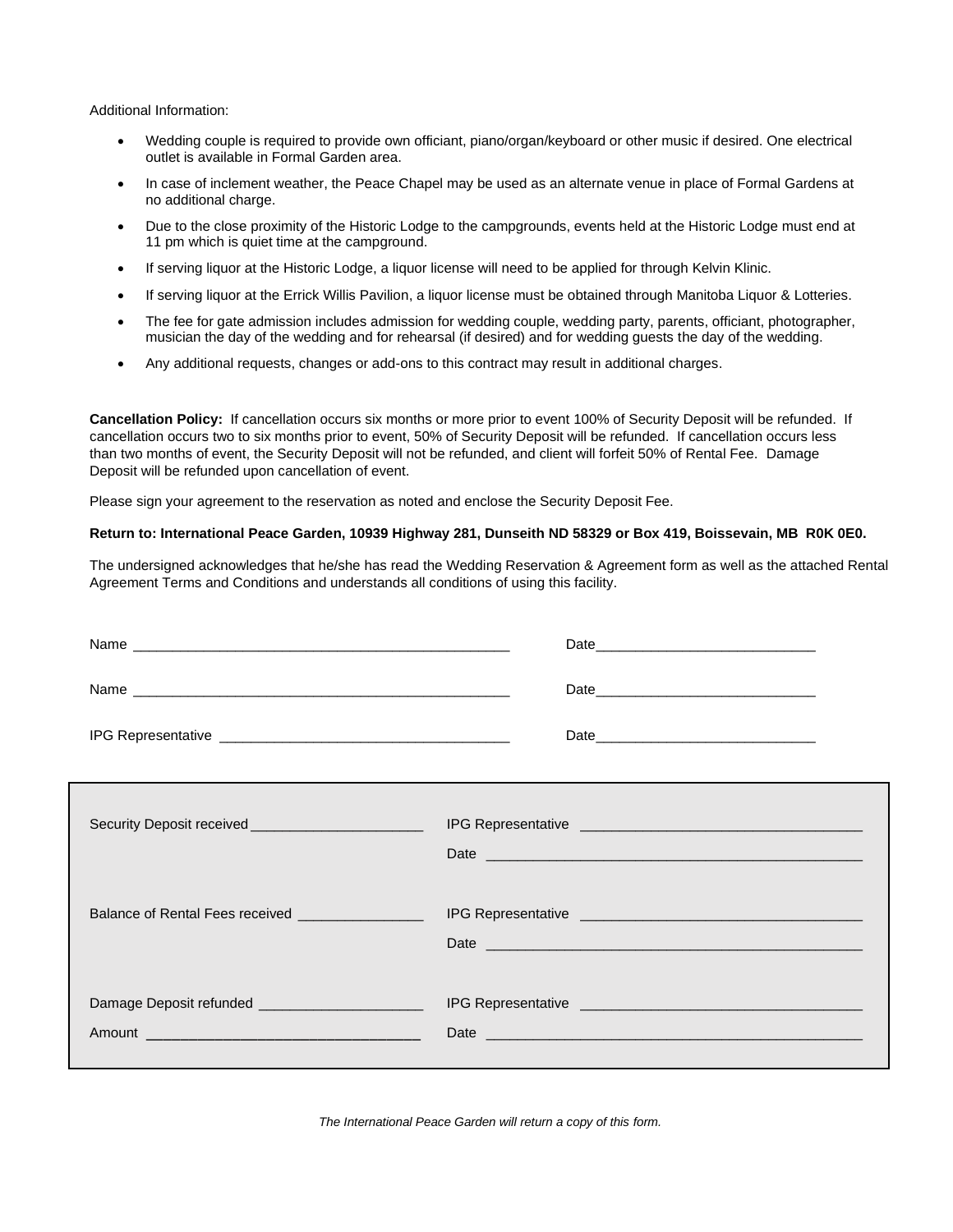Additional Information:

- Wedding couple is required to provide own officiant, piano/organ/keyboard or other music if desired. One electrical outlet is available in Formal Garden area.
- In case of inclement weather, the Peace Chapel may be used as an alternate venue in place of Formal Gardens at no additional charge.
- Due to the close proximity of the Historic Lodge to the campgrounds, events held at the Historic Lodge must end at 11 pm which is quiet time at the campground.
- If serving liquor at the Historic Lodge, a liquor license will need to be applied for through Kelvin Klinic.
- If serving liquor at the Errick Willis Pavilion, a liquor license must be obtained through Manitoba Liquor & Lotteries.
- The fee for gate admission includes admission for wedding couple, wedding party, parents, officiant, photographer, musician the day of the wedding and for rehearsal (if desired) and for wedding guests the day of the wedding.
- Any additional requests, changes or add-ons to this contract may result in additional charges.

**Cancellation Policy:** If cancellation occurs six months or more prior to event 100% of Security Deposit will be refunded. If cancellation occurs two to six months prior to event, 50% of Security Deposit will be refunded. If cancellation occurs less than two months of event, the Security Deposit will not be refunded, and client will forfeit 50% of Rental Fee. Damage Deposit will be refunded upon cancellation of event.

Please sign your agreement to the reservation as noted and enclose the Security Deposit Fee.

**Return to: International Peace Garden, 10939 Highway 281, Dunseith ND 58329 or Box 419, Boissevain, MB R0K 0E0.**

The undersigned acknowledges that he/she has read the Wedding Reservation & Agreement form as well as the attached Rental Agreement Terms and Conditions and understands all conditions of using this facility.

Name ______________________________________________ Date___________________________

Name ______________________________________________ Date___________________________

IPG Representative ___________________________________ Date___________________________

Security Deposit received _____________________ IPG Representative __________________________________
Date ________________________________________________

Balance of Rental Fees received ________________ IPG Representative __________________________________
Date ________________________________________________

Damage Deposit refunded ____________________ IPG Representative __________________________________
Amount _________________________________ Date ________________________________________________

*The International Peace Garden will return a copy of this form.*